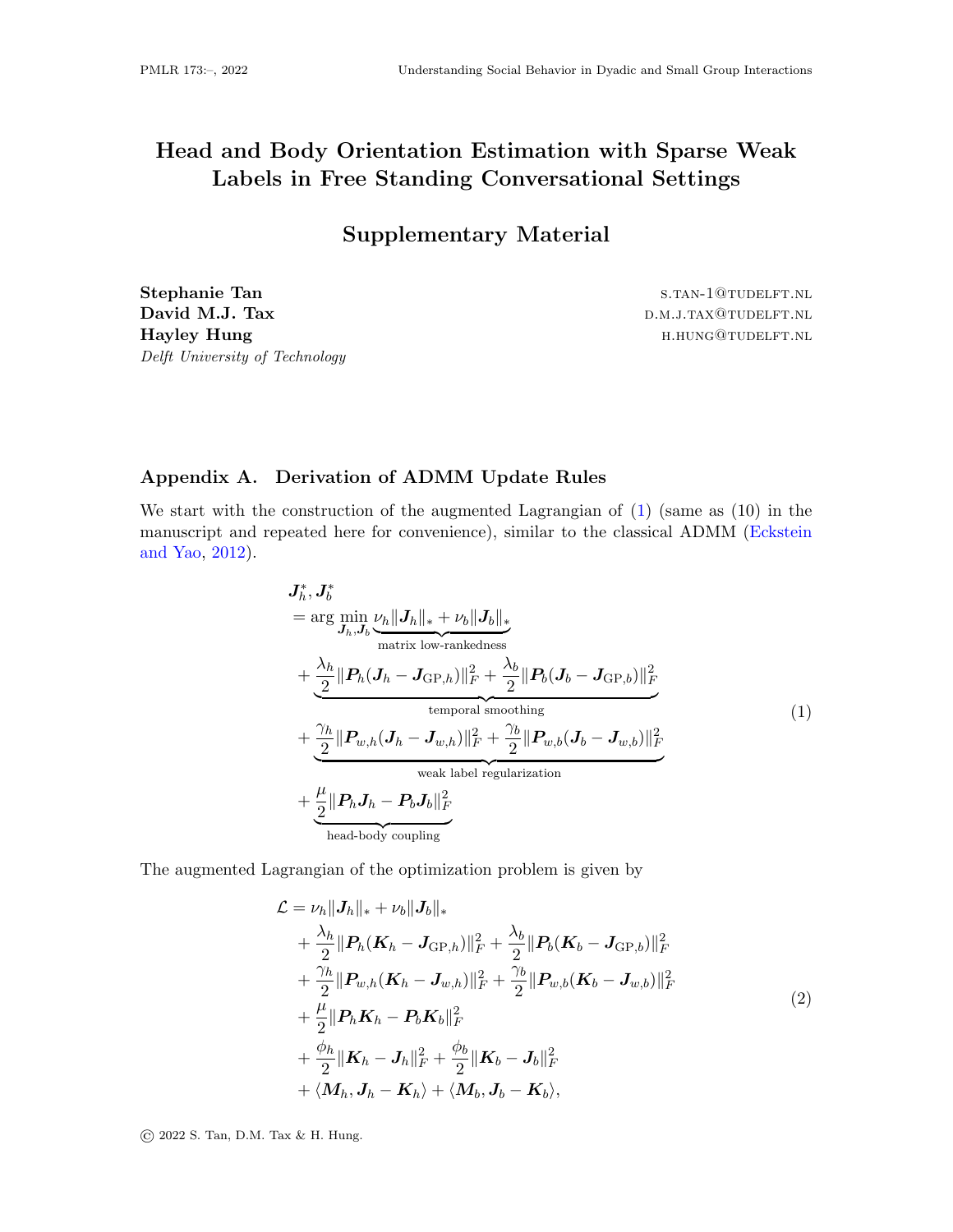# Head and Body Orientation Estimation with Sparse Weak Labels in Free Standing Conversational Settings

## Supplementary Material

**Stephanie Tan** s.tan-1@tudelft.nl
**David M.J. Tax** d.m.j.tax@tudelft.nl
**Hayley Hung** h.hung@tudelft.nl
*Delft University of Technology*

## Appendix A. Derivation of ADMM Update Rules

We start with the construction of the augmented Lagrangian of (1) (same as (10) in the manuscript and repeated here for convenience), similar to the classical ADMM (Eckstein and Yao, 2012).

$$
\begin{aligned}
&\boldsymbol{J}_h^*, \boldsymbol{J}_b^* \\
&= \arg\min_{\boldsymbol{J}_h, \boldsymbol{J}_b} \underbrace{\nu_h \|\boldsymbol{J}_h\|_* + \nu_b \|\boldsymbol{J}_b\|_*}_{\text{matrix low-rankedness}} \\
&+ \underbrace{\frac{\lambda_h}{2} \|\boldsymbol{P}_h(\boldsymbol{J}_h - \boldsymbol{J}_{\text{GP},h})\|_F^2 + \frac{\lambda_b}{2} \|\boldsymbol{P}_b(\boldsymbol{J}_b - \boldsymbol{J}_{\text{GP},b})\|_F^2}_{\text{temporal smoothing}} \\
&+ \underbrace{\frac{\gamma_h}{2} \|\boldsymbol{P}_{w,h}(\boldsymbol{J}_h - \boldsymbol{J}_{w,h})\|_F^2 + \frac{\gamma_b}{2} \|\boldsymbol{P}_{w,b}(\boldsymbol{J}_b - \boldsymbol{J}_{w,b})\|_F^2}_{\text{weak label regularization}} \\
&+ \underbrace{\frac{\mu}{2} \|\boldsymbol{P}_h \boldsymbol{J}_h - \boldsymbol{P}_b \boldsymbol{J}_b\|_F^2}_{\text{head-body coupling}}
\end{aligned}
\tag{1}
$$

The augmented Lagrangian of the optimization problem is given by

$$
\begin{aligned}
\mathcal{L} = &\nu_h \|\boldsymbol{J}_h\|_* + \nu_b \|\boldsymbol{J}_b\|_* \\
&+ \frac{\lambda_h}{2} \|\boldsymbol{P}_h(\boldsymbol{K}_h - \boldsymbol{J}_{\text{GP},h})\|_F^2 + \frac{\lambda_b}{2} \|\boldsymbol{P}_b(\boldsymbol{K}_b - \boldsymbol{J}_{\text{GP},b})\|_F^2 \\
&+ \frac{\gamma_h}{2} \|\boldsymbol{P}_{w,h}(\boldsymbol{K}_h - \boldsymbol{J}_{w,h})\|_F^2 + \frac{\gamma_b}{2} \|\boldsymbol{P}_{w,b}(\boldsymbol{K}_b - \boldsymbol{J}_{w,b})\|_F^2 \\
&+ \frac{\mu}{2} \|\boldsymbol{P}_h \boldsymbol{K}_h - \boldsymbol{P}_b \boldsymbol{K}_b\|_F^2 \\
&+ \frac{\phi_h}{2} \|\boldsymbol{K}_h - \boldsymbol{J}_h\|_F^2 + \frac{\phi_b}{2} \|\boldsymbol{K}_b - \boldsymbol{J}_b\|_F^2 \\
&+ \langle \boldsymbol{M}_h, \boldsymbol{J}_h - \boldsymbol{K}_h \rangle + \langle \boldsymbol{M}_b, \boldsymbol{J}_b - \boldsymbol{K}_b \rangle,
\end{aligned}
\tag{2}
$$

© 2022 S. Tan, D.M. Tax & H. Hung.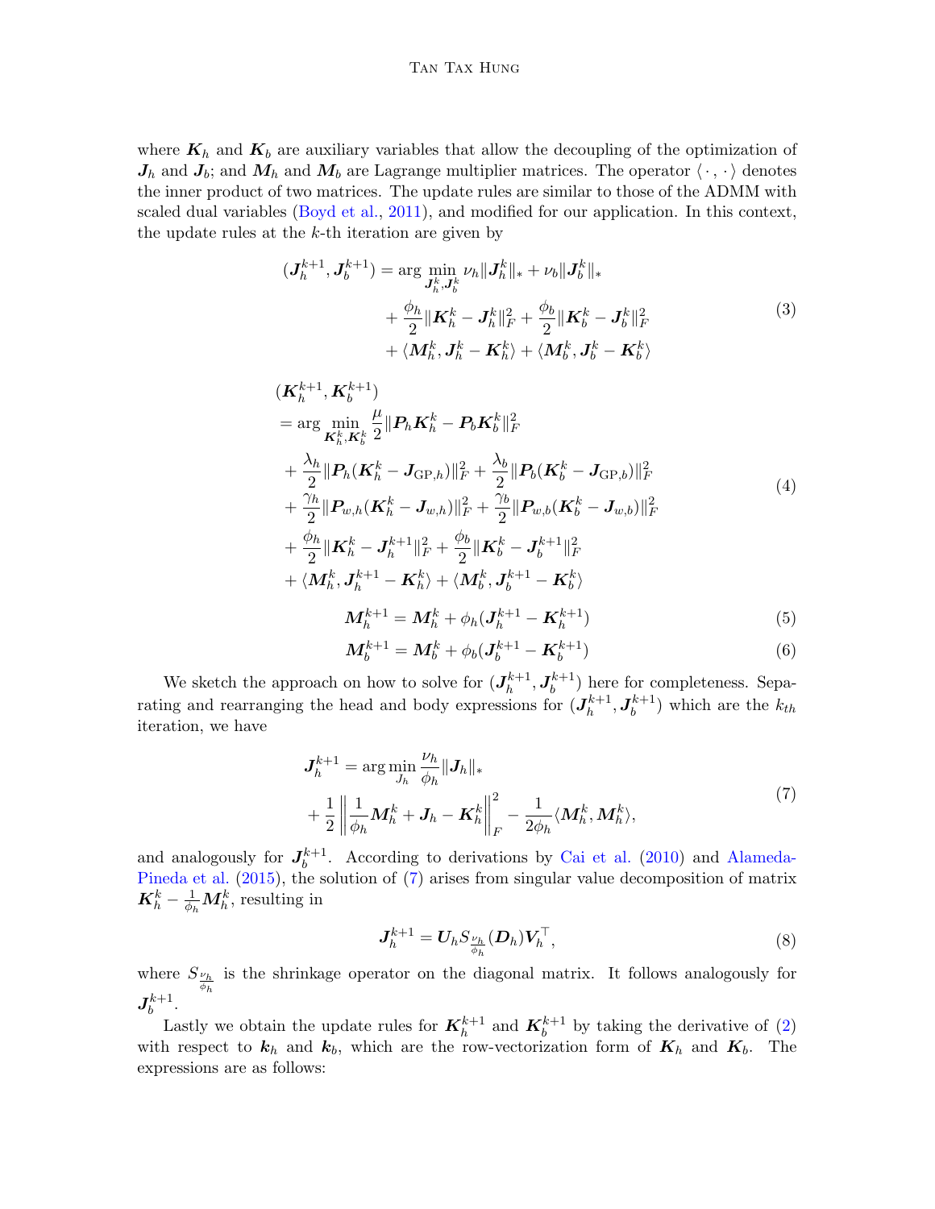where $\boldsymbol{K}_h$ and $\boldsymbol{K}_b$ are auxiliary variables that allow the decoupling of the optimization of $\boldsymbol{J}_h$ and $\boldsymbol{J}_b$; and $\boldsymbol{M}_h$ and $\boldsymbol{M}_b$ are Lagrange multiplier matrices. The operator $\langle \cdot, \cdot \rangle$ denotes the inner product of two matrices. The update rules are similar to those of the ADMM with scaled dual variables (Boyd et al., 2011), and modified for our application. In this context, the update rules at the $k$-th iteration are given by

$$
\begin{aligned}
(\boldsymbol{J}_h^{k+1}, \boldsymbol{J}_b^{k+1}) = \arg \min_{\boldsymbol{J}_h^k, \boldsymbol{J}_b^k} \; & \nu_h \|\boldsymbol{J}_h^k\|_* + \nu_b \|\boldsymbol{J}_b^k\|_* \\
& + \frac{\phi_h}{2}\|\boldsymbol{K}_h^k - \boldsymbol{J}_h^k\|_F^2 + \frac{\phi_b}{2}\|\boldsymbol{K}_b^k - \boldsymbol{J}_b^k\|_F^2 \\
& + \langle \boldsymbol{M}_h^k, \boldsymbol{J}_h^k - \boldsymbol{K}_h^k \rangle + \langle \boldsymbol{M}_b^k, \boldsymbol{J}_b^k - \boldsymbol{K}_b^k \rangle
\end{aligned} \tag{3}
$$

$$
\begin{aligned}
& (\boldsymbol{K}_h^{k+1}, \boldsymbol{K}_b^{k+1}) \\
& = \arg \min_{\boldsymbol{K}_h^k, \boldsymbol{K}_b^k} \frac{\mu}{2}\|\boldsymbol{P}_h \boldsymbol{K}_h^k - \boldsymbol{P}_b \boldsymbol{K}_b^k\|_F^2 \\
& + \frac{\lambda_h}{2}\|\boldsymbol{P}_h(\boldsymbol{K}_h^k - \boldsymbol{J}_{\mathrm{GP},h})\|_F^2 + \frac{\lambda_b}{2}\|\boldsymbol{P}_b(\boldsymbol{K}_b^k - \boldsymbol{J}_{\mathrm{GP},b})\|_F^2 \\
& + \frac{\gamma_h}{2}\|\boldsymbol{P}_{w,h}(\boldsymbol{K}_h^k - \boldsymbol{J}_{w,h})\|_F^2 + \frac{\gamma_b}{2}\|\boldsymbol{P}_{w,b}(\boldsymbol{K}_b^k - \boldsymbol{J}_{w,b})\|_F^2 \\
& + \frac{\phi_h}{2}\|\boldsymbol{K}_h^k - \boldsymbol{J}_h^{k+1}\|_F^2 + \frac{\phi_b}{2}\|\boldsymbol{K}_b^k - \boldsymbol{J}_b^{k+1}\|_F^2 \\
& + \langle \boldsymbol{M}_h^k, \boldsymbol{J}_h^{k+1} - \boldsymbol{K}_h^k \rangle + \langle \boldsymbol{M}_b^k, \boldsymbol{J}_b^{k+1} - \boldsymbol{K}_b^k \rangle
\end{aligned} \tag{4}
$$

$$
\boldsymbol{M}_h^{k+1} = \boldsymbol{M}_h^k + \phi_h(\boldsymbol{J}_h^{k+1} - \boldsymbol{K}_h^{k+1}) \tag{5}
$$

$$
\boldsymbol{M}_b^{k+1} = \boldsymbol{M}_b^k + \phi_b(\boldsymbol{J}_b^{k+1} - \boldsymbol{K}_b^{k+1}) \tag{6}
$$

We sketch the approach on how to solve for $(\boldsymbol{J}_h^{k+1}, \boldsymbol{J}_b^{k+1})$ here for completeness. Separating and rearranging the head and body expressions for $(\boldsymbol{J}_h^{k+1}, \boldsymbol{J}_b^{k+1})$ which are the $k_{th}$ iteration, we have

$$
\begin{aligned}
\boldsymbol{J}_h^{k+1} = \arg\min_{J_h} & \frac{\nu_h}{\phi_h}\|\boldsymbol{J}_h\|_* \\
& + \frac{1}{2}\left\|\frac{1}{\phi_h}\boldsymbol{M}_h^k + \boldsymbol{J}_h - \boldsymbol{K}_h^k\right\|_F^2 - \frac{1}{2\phi_h}\langle \boldsymbol{M}_h^k, \boldsymbol{M}_h^k \rangle,
\end{aligned} \tag{7}
$$

and analogously for $\boldsymbol{J}_b^{k+1}$. According to derivations by Cai et al. (2010) and Alameda-Pineda et al. (2015), the solution of (7) arises from singular value decomposition of matrix $\boldsymbol{K}_h^k - \frac{1}{\phi_h}\boldsymbol{M}_h^k$, resulting in

$$
\boldsymbol{J}_h^{k+1} = \boldsymbol{U}_h S_{\frac{\nu_h}{\phi_h}}(\boldsymbol{D}_h)\boldsymbol{V}_h^\top, \tag{8}
$$

where $S_{\frac{\nu_h}{\phi_h}}$ is the shrinkage operator on the diagonal matrix. It follows analogously for $\boldsymbol{J}_b^{k+1}$.

Lastly we obtain the update rules for $\boldsymbol{K}_h^{k+1}$ and $\boldsymbol{K}_b^{k+1}$ by taking the derivative of (2) with respect to $\boldsymbol{k}_h$ and $\boldsymbol{k}_b$, which are the row-vectorization form of $\boldsymbol{K}_h$ and $\boldsymbol{K}_b$. The expressions are as follows: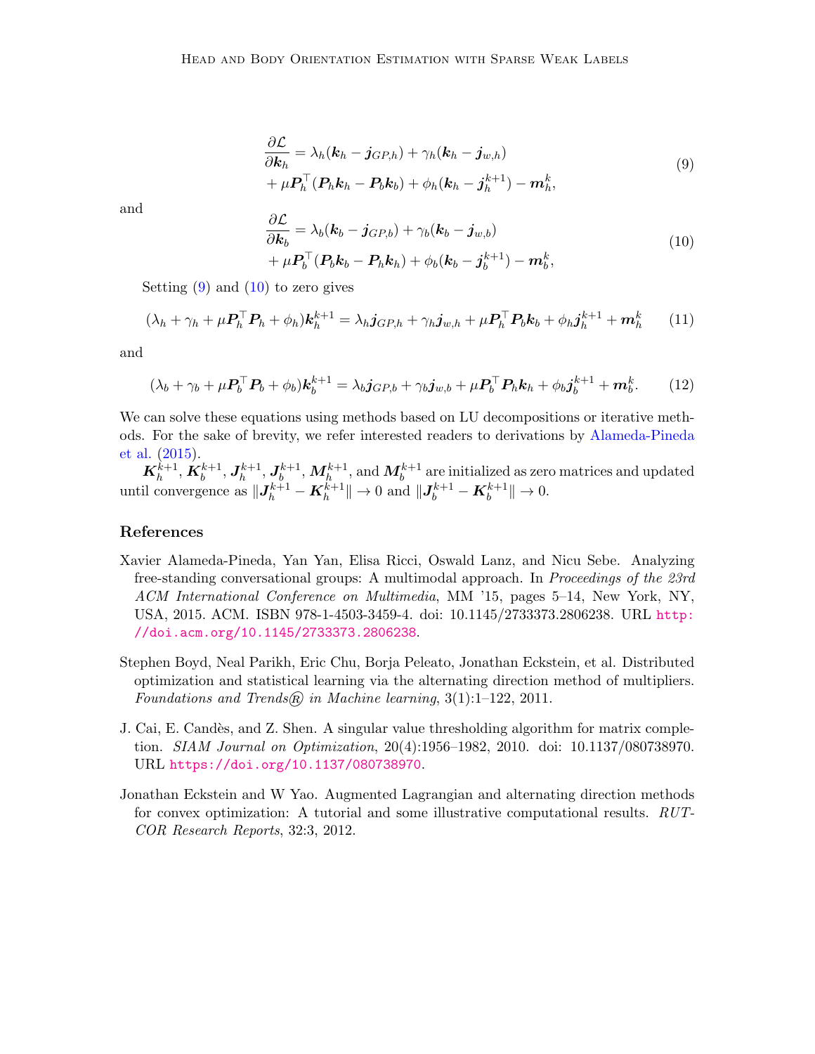$$
\begin{aligned}
\frac{\partial \mathcal{L}}{\partial \boldsymbol{k}_h} &= \lambda_h(\boldsymbol{k}_h - \boldsymbol{j}_{GP,h}) + \gamma_h(\boldsymbol{k}_h - \boldsymbol{j}_{w,h}) \\
&+ \mu \boldsymbol{P}_h^\top(\boldsymbol{P}_h\boldsymbol{k}_h - \boldsymbol{P}_b\boldsymbol{k}_b) + \phi_h(\boldsymbol{k}_h - \boldsymbol{j}_h^{k+1}) - \boldsymbol{m}_h^k,
\end{aligned}
\tag{9}
$$

and

$$
\begin{aligned}
\frac{\partial \mathcal{L}}{\partial \boldsymbol{k}_b} &= \lambda_b(\boldsymbol{k}_b - \boldsymbol{j}_{GP,b}) + \gamma_b(\boldsymbol{k}_b - \boldsymbol{j}_{w,b}) \\
&+ \mu \boldsymbol{P}_b^\top(\boldsymbol{P}_b\boldsymbol{k}_b - \boldsymbol{P}_h\boldsymbol{k}_h) + \phi_b(\boldsymbol{k}_b - \boldsymbol{j}_b^{k+1}) - \boldsymbol{m}_b^k,
\end{aligned}
\tag{10}
$$

Setting (9) and (10) to zero gives

$$
(\lambda_h + \gamma_h + \mu\boldsymbol{P}_h^\top\boldsymbol{P}_h + \phi_h)\boldsymbol{k}_h^{k+1} = \lambda_h\boldsymbol{j}_{GP,h} + \gamma_h\boldsymbol{j}_{w,h} + \mu\boldsymbol{P}_h^\top\boldsymbol{P}_b\boldsymbol{k}_b + \phi_h\boldsymbol{j}_h^{k+1} + \boldsymbol{m}_h^k \tag{11}
$$

and

$$
(\lambda_b + \gamma_b + \mu\boldsymbol{P}_b^\top\boldsymbol{P}_b + \phi_b)\boldsymbol{k}_b^{k+1} = \lambda_b\boldsymbol{j}_{GP,b} + \gamma_b\boldsymbol{j}_{w,b} + \mu\boldsymbol{P}_b^\top\boldsymbol{P}_h\boldsymbol{k}_h + \phi_b\boldsymbol{j}_h^{k+1} + \boldsymbol{m}_b^k. \tag{12}
$$

We can solve these equations using methods based on LU decompositions or iterative methods. For the sake of brevity, we refer interested readers to derivations by Alameda-Pineda et al. (2015).

$\boldsymbol{K}_h^{k+1}$, $\boldsymbol{K}_b^{k+1}$, $\boldsymbol{J}_h^{k+1}$, $\boldsymbol{J}_b^{k+1}$, $\boldsymbol{M}_h^{k+1}$, and $\boldsymbol{M}_b^{k+1}$ are initialized as zero matrices and updated until convergence as $\|\boldsymbol{J}_h^{k+1} - \boldsymbol{K}_h^{k+1}\| \to 0$ and $\|\boldsymbol{J}_b^{k+1} - \boldsymbol{K}_b^{k+1}\| \to 0$.

## References

Xavier Alameda-Pineda, Yan Yan, Elisa Ricci, Oswald Lanz, and Nicu Sebe. Analyzing free-standing conversational groups: A multimodal approach. In *Proceedings of the 23rd ACM International Conference on Multimedia*, MM '15, pages 5–14, New York, NY, USA, 2015. ACM. ISBN 978-1-4503-3459-4. doi: 10.1145/2733373.2806238. URL http://doi.acm.org/10.1145/2733373.2806238.

Stephen Boyd, Neal Parikh, Eric Chu, Borja Peleato, Jonathan Eckstein, et al. Distributed optimization and statistical learning via the alternating direction method of multipliers. *Foundations and Trends® in Machine learning*, 3(1):1–122, 2011.

J. Cai, E. Candès, and Z. Shen. A singular value thresholding algorithm for matrix completion. *SIAM Journal on Optimization*, 20(4):1956–1982, 2010. doi: 10.1137/080738970. URL https://doi.org/10.1137/080738970.

Jonathan Eckstein and W Yao. Augmented Lagrangian and alternating direction methods for convex optimization: A tutorial and some illustrative computational results. *RUTCOR Research Reports*, 32:3, 2012.